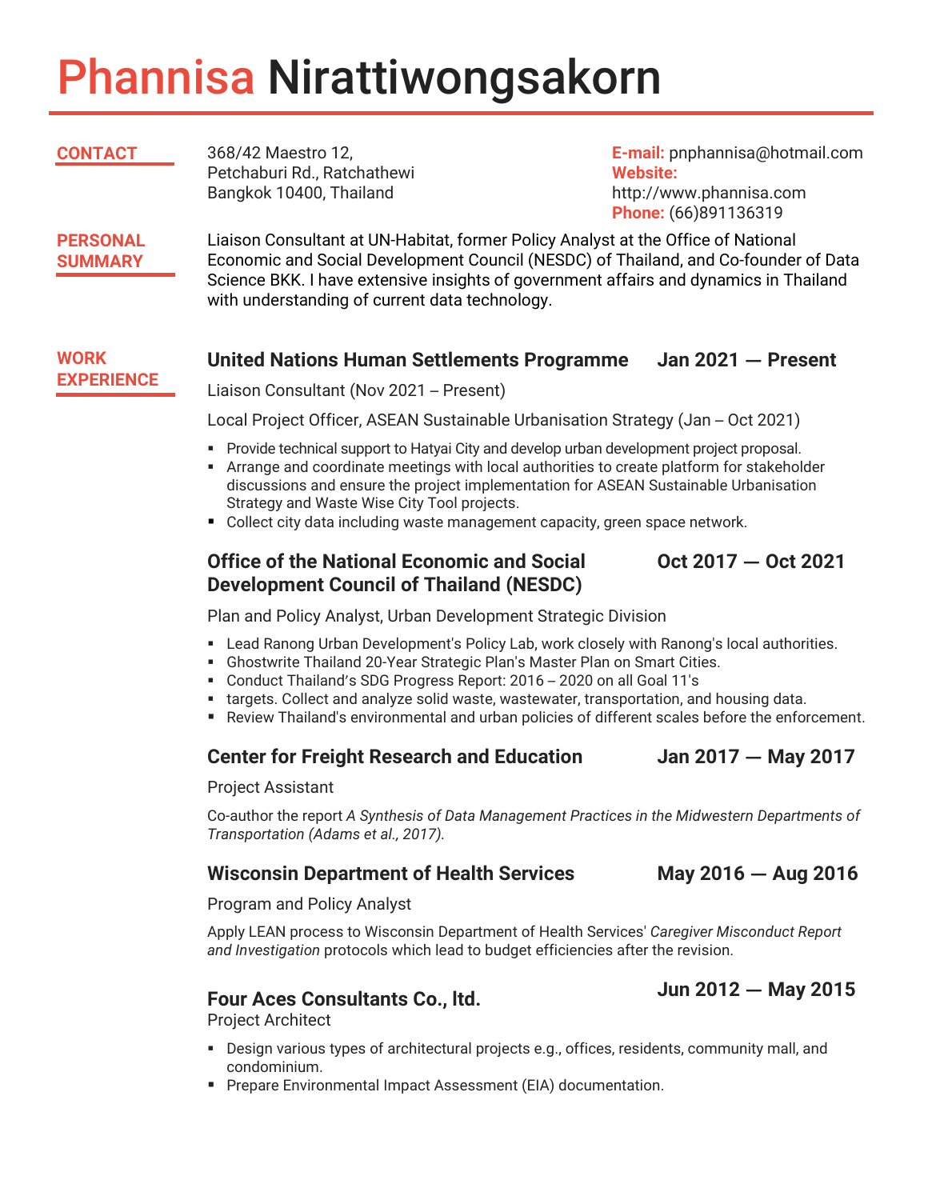# Phannisa Nirattiwongsakorn

## CONTACT

368/42 Maestro 12,
Petchaburi Rd., Ratchathewi
Bangkok 10400, Thailand

**E-mail:** pnphannisa@hotmail.com
**Website:** http://www.phannisa.com
**Phone:** (66)891136319

## PERSONAL SUMMARY

Liaison Consultant at UN-Habitat, former Policy Analyst at the Office of National Economic and Social Development Council (NESDC) of Thailand, and Co-founder of Data Science BKK. I have extensive insights of government affairs and dynamics in Thailand with understanding of current data technology.

## WORK EXPERIENCE

### United Nations Human Settlements Programme — Jan 2021 — Present

Liaison Consultant (Nov 2021 – Present)

Local Project Officer, ASEAN Sustainable Urbanisation Strategy (Jan – Oct 2021)

- Provide technical support to Hatyai City and develop urban development project proposal.
- Arrange and coordinate meetings with local authorities to create platform for stakeholder discussions and ensure the project implementation for ASEAN Sustainable Urbanisation Strategy and Waste Wise City Tool projects.
- Collect city data including waste management capacity, green space network.

### Office of the National Economic and Social Development Council of Thailand (NESDC) — Oct 2017 — Oct 2021

Plan and Policy Analyst, Urban Development Strategic Division

- Lead Ranong Urban Development's Policy Lab, work closely with Ranong's local authorities.
- Ghostwrite Thailand 20-Year Strategic Plan's Master Plan on Smart Cities.
- Conduct Thailand's SDG Progress Report: 2016 – 2020 on all Goal 11's
- targets. Collect and analyze solid waste, wastewater, transportation, and housing data.
- Review Thailand's environmental and urban policies of different scales before the enforcement.

### Center for Freight Research and Education — Jan 2017 — May 2017

Project Assistant

Co-author the report *A Synthesis of Data Management Practices in the Midwestern Departments of Transportation (Adams et al., 2017).*

### Wisconsin Department of Health Services — May 2016 — Aug 2016

Program and Policy Analyst

Apply LEAN process to Wisconsin Department of Health Services' *Caregiver Misconduct Report and Investigation* protocols which lead to budget efficiencies after the revision.

### Four Aces Consultants Co., ltd. — Jun 2012 — May 2015

Project Architect

- Design various types of architectural projects e.g., offices, residents, community mall, and condominium.
- Prepare Environmental Impact Assessment (EIA) documentation.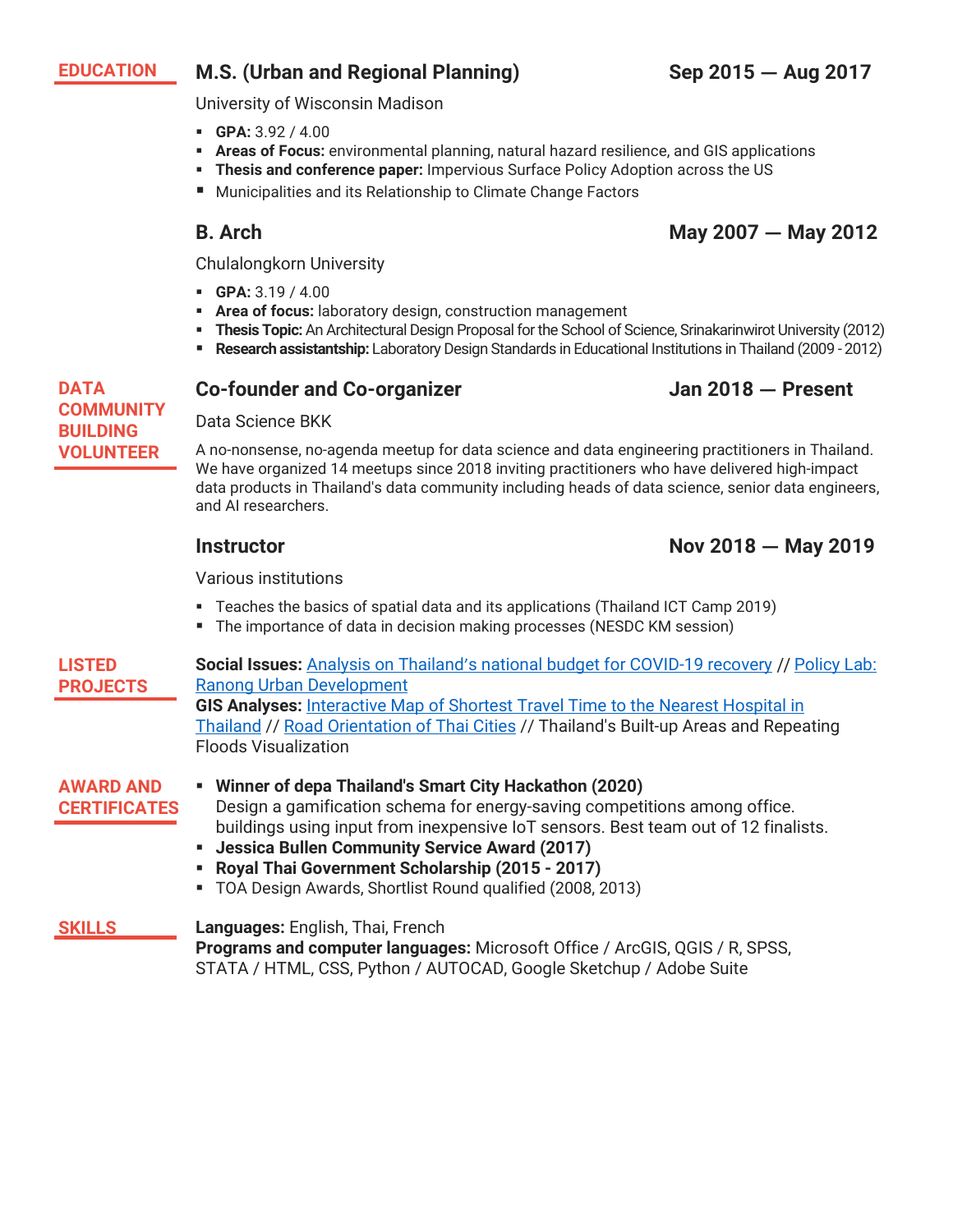## EDUCATION

### M.S. (Urban and Regional Planning) — Sep 2015 — Aug 2017

University of Wisconsin Madison

- **GPA:** 3.92 / 4.00
- **Areas of Focus:** environmental planning, natural hazard resilience, and GIS applications
- **Thesis and conference paper:** Impervious Surface Policy Adoption across the US
- Municipalities and its Relationship to Climate Change Factors

### B. Arch — May 2007 — May 2012

Chulalongkorn University

- **GPA:** 3.19 / 4.00
- **Area of focus:** laboratory design, construction management
- **Thesis Topic:** An Architectural Design Proposal for the School of Science, Srinakarinwirot University (2012)
- **Research assistantship:** Laboratory Design Standards in Educational Institutions in Thailand (2009 - 2012)

## DATA COMMUNITY BUILDING VOLUNTEER

### Co-founder and Co-organizer — Jan 2018 — Present

Data Science BKK

A no-nonsense, no-agenda meetup for data science and data engineering practitioners in Thailand. We have organized 14 meetups since 2018 inviting practitioners who have delivered high-impact data products in Thailand's data community including heads of data science, senior data engineers, and AI researchers.

### Instructor — Nov 2018 — May 2019

Various institutions

- Teaches the basics of spatial data and its applications (Thailand ICT Camp 2019)
- The importance of data in decision making processes (NESDC KM session)

## LISTED PROJECTS

**Social Issues:** Analysis on Thailand’s national budget for COVID-19 recovery // Policy Lab: Ranong Urban Development
**GIS Analyses:** Interactive Map of Shortest Travel Time to the Nearest Hospital in Thailand // Road Orientation of Thai Cities // Thailand's Built-up Areas and Repeating Floods Visualization

## AWARD AND CERTIFICATES

- **Winner of depa Thailand's Smart City Hackathon (2020)**
  Design a gamification schema for energy-saving competitions among office. buildings using input from inexpensive IoT sensors. Best team out of 12 finalists.
- **Jessica Bullen Community Service Award (2017)**
- **Royal Thai Government Scholarship (2015 - 2017)**
- TOA Design Awards, Shortlist Round qualified (2008, 2013)

## SKILLS

**Languages:** English, Thai, French
**Programs and computer languages:** Microsoft Office / ArcGIS, QGIS / R, SPSS, STATA / HTML, CSS, Python / AUTOCAD, Google Sketchup / Adobe Suite